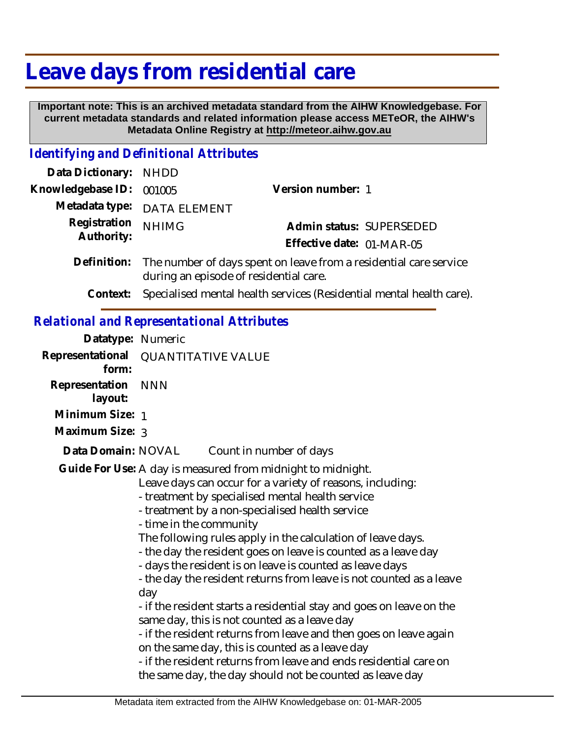# Leave days from residential care

**Important note: This is an archived metadata standard from the AIHW Knowledgebase. For current metadata standards and related information please access METeOR, the AIHW's Metadata Online Registry at http://meteor.aihw.gov.au**

## *Identifying and Definitional Attributes*

**Data Dictionary:** NHDD

**Knowledgebase ID:** 001005

**Version number:** 1

**Metadata type:** DATA ELEMENT

**Registration Authority:** NHIMG

**Admin status:** SUPERSEDED

**Effective date:** 01-MAR-05

**Definition:** The number of days spent on leave from a residential care service during an episode of residential care.

**Context:** Specialised mental health services (Residential mental health care).

## *Relational and Representational Attributes*

**Datatype:** Numeric

**Representational form:** QUANTITATIVE VALUE

**Representation layout:** NNN

**Minimum Size:** 1

**Maximum Size:** 3

**Data Domain:** NOVAL Count in number of days

**Guide For Use:** A day is measured from midnight to midnight.

Leave days can occur for a variety of reasons, including:

- treatment by specialised mental health service
- treatment by a non-specialised health service
- time in the community

The following rules apply in the calculation of leave days.

- the day the resident goes on leave is counted as a leave day
- days the resident is on leave is counted as leave days
- the day the resident returns from leave is not counted as a leave day
- if the resident starts a residential stay and goes on leave on the same day, this is not counted as a leave day
- if the resident returns from leave and then goes on leave again on the same day, this is counted as a leave day
- if the resident returns from leave and ends residential care on the same day, the day should not be counted as leave day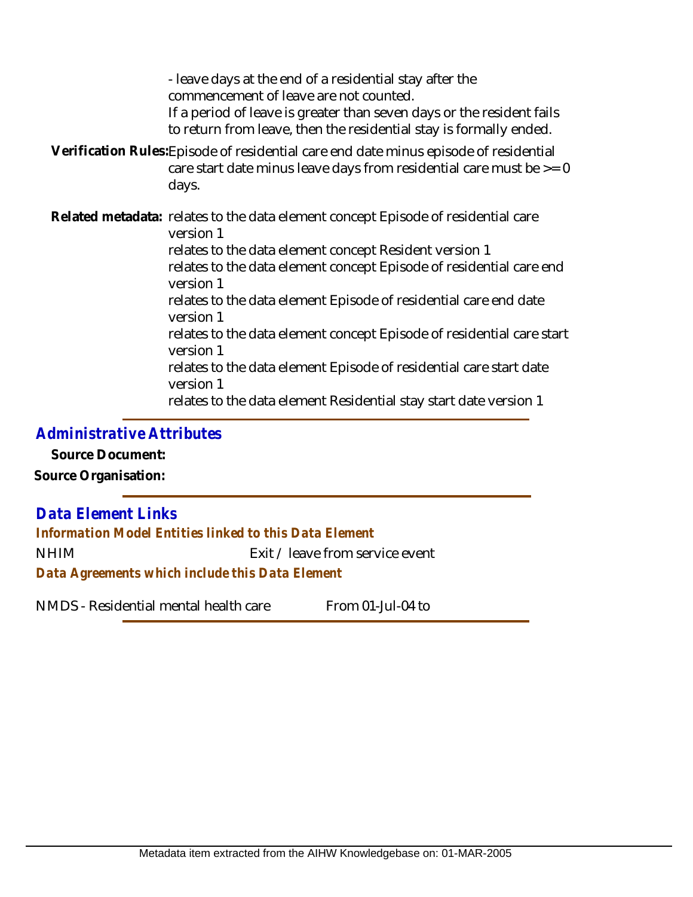- leave days at the end of a residential stay after the commencement of leave are not counted.

If a period of leave is greater than seven days or the resident fails to return from leave, then the residential stay is formally ended.

**Verification Rules:** Episode of residential care end date minus episode of residential care start date minus leave days from residential care must be >= 0 days.

**Related metadata:** relates to the data element concept Episode of residential care version 1
relates to the data element concept Resident version 1
relates to the data element concept Episode of residential care end version 1
relates to the data element Episode of residential care end date version 1
relates to the data element concept Episode of residential care start version 1
relates to the data element Episode of residential care start date version 1
relates to the data element Residential stay start date version 1

## Administrative Attributes

**Source Document:**

**Source Organisation:**

## Data Element Links

### Information Model Entities linked to this Data Element

NHIM Exit / leave from service event

### Data Agreements which include this Data Element

NMDS - Residential mental health care From 01-Jul-04 to